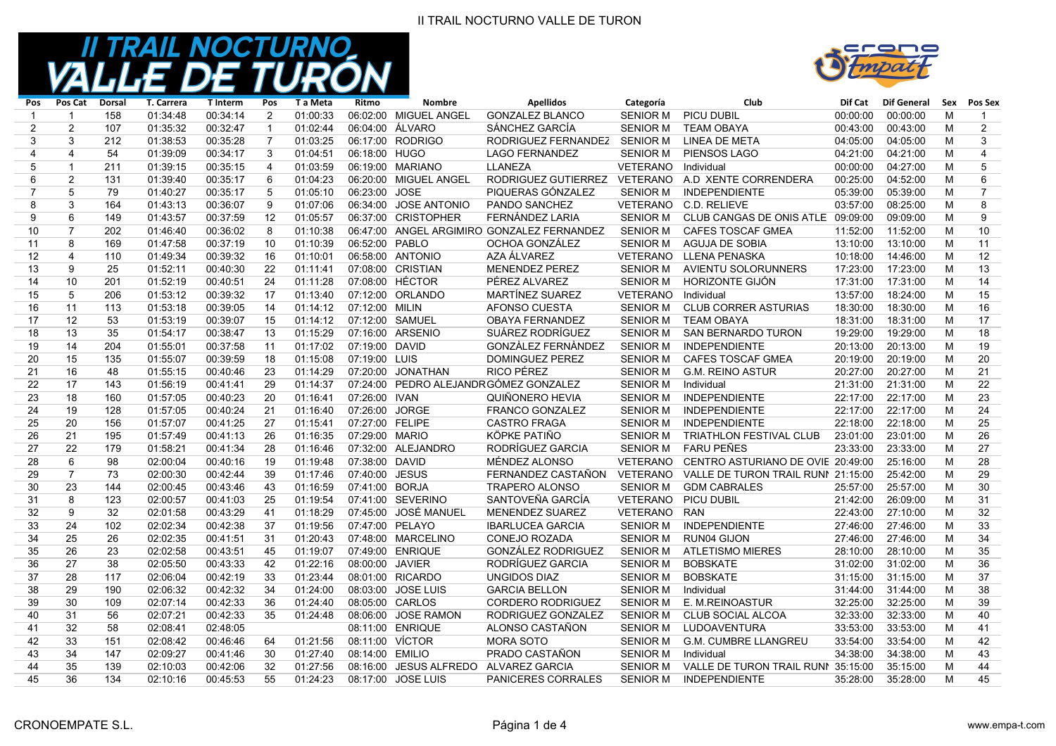# II TRAIL NOCTURNO VALLE DE TURÓN

| Pos | Pos Cat | Dorsal | T. Carrera | T Interm | Pos | T a Meta | Ritmo | Nombre | Apellidos | Categoría | Club | Dif Cat | Dif General | Sex | Pos Sex |
|---|---|---|---|---|---|---|---|---|---|---|---|---|---|---|---|
| 1 | 1 | 158 | 01:34:48 | 00:34:14 | 2 | 01:00:33 | 06:02:00 | MIGUEL ANGEL | GONZALEZ BLANCO | SENIOR M | PICU DUBIL | 00:00:00 | 00:00:00 | M | 1 |
| 2 | 2 | 107 | 01:35:32 | 00:32:47 | 1 | 01:02:44 | 06:04:00 | ÁLVARO | SÁNCHEZ GARCÍA | SENIOR M | TEAM OBAYA | 00:43:00 | 00:43:00 | M | 2 |
| 3 | 3 | 212 | 01:38:53 | 00:35:28 | 7 | 01:03:25 | 06:17:00 | RODRIGO | RODRIGUEZ FERNANDEZ | SENIOR M | LINEA DE META | 04:05:00 | 04:05:00 | M | 3 |
| 4 | 4 | 54 | 01:39:09 | 00:34:17 | 3 | 01:04:51 | 06:18:00 | HUGO | LAGO FERNANDEZ | SENIOR M | PIENSOS LAGO | 04:21:00 | 04:21:00 | M | 4 |
| 5 | 1 | 211 | 01:39:15 | 00:35:15 | 4 | 01:03:59 | 06:19:00 | MARIANO | LLANEZA | VETERANO | Individual | 00:00:00 | 04:27:00 | M | 5 |
| 6 | 2 | 131 | 01:39:40 | 00:35:17 | 6 | 01:04:23 | 06:20:00 | MIGUEL ANGEL | RODRIGUEZ GUTIERREZ | VETERANO | A.D XENTE CORRENDERA | 00:25:00 | 04:52:00 | M | 6 |
| 7 | 5 | 79 | 01:40:27 | 00:35:17 | 5 | 01:05:10 | 06:23:00 | JOSE | PIQUERAS GÓNZALEZ | SENIOR M | INDEPENDIENTE | 05:39:00 | 05:39:00 | M | 7 |
| 8 | 3 | 164 | 01:43:13 | 00:36:07 | 9 | 01:07:06 | 06:34:00 | JOSE ANTONIO | PANDO SANCHEZ | VETERANO | C.D. RELIEVE | 03:57:00 | 08:25:00 | M | 8 |
| 9 | 6 | 149 | 01:43:57 | 00:37:59 | 12 | 01:05:57 | 06:37:00 | CRISTOPHER | FERNÁNDEZ LARIA | SENIOR M | CLUB CANGAS DE ONIS ATLE | 09:09:00 | 09:09:00 | M | 9 |
| 10 | 7 | 202 | 01:46:40 | 00:36:02 | 8 | 01:10:38 | 06:47:00 | ANGEL ARGIMIRO | GONZALEZ FERNANDEZ | SENIOR M | CAFES TOSCAF GMEA | 11:52:00 | 11:52:00 | M | 10 |
| 11 | 8 | 169 | 01:47:58 | 00:37:19 | 10 | 01:10:39 | 06:52:00 | PABLO | OCHOA GONZÁLEZ | SENIOR M | AGUJA DE SOBIA | 13:10:00 | 13:10:00 | M | 11 |
| 12 | 4 | 110 | 01:49:34 | 00:39:32 | 16 | 01:10:01 | 06:58:00 | ANTONIO | AZA ÁLVAREZ | VETERANO | LLENA PENASKA | 10:18:00 | 14:46:00 | M | 12 |
| 13 | 9 | 25 | 01:52:11 | 00:40:30 | 22 | 01:11:41 | 07:08:00 | CRISTIAN | MENENDEZ PEREZ | SENIOR M | AVIENTU SOLORUNNERS | 17:23:00 | 17:23:00 | M | 13 |
| 14 | 10 | 201 | 01:52:19 | 00:40:51 | 24 | 01:11:28 | 07:08:00 | HÉCTOR | PÉREZ ALVAREZ | SENIOR M | HORIZONTE GIJÓN | 17:31:00 | 17:31:00 | M | 14 |
| 15 | 5 | 206 | 01:53:12 | 00:39:32 | 17 | 01:13:40 | 07:12:00 | ORLANDO | MARTÍNEZ SUAREZ | VETERANO | Individual | 13:57:00 | 18:24:00 | M | 15 |
| 16 | 11 | 113 | 01:53:18 | 00:39:05 | 14 | 01:14:12 | 07:12:00 | MILIN | AFONSO CUESTA | SENIOR M | CLUB CORRER ASTURIAS | 18:30:00 | 18:30:00 | M | 16 |
| 17 | 12 | 53 | 01:53:19 | 00:39:07 | 15 | 01:14:12 | 07:12:00 | SAMUEL | OBAYA FERNANDEZ | SENIOR M | TEAM OBAYA | 18:31:00 | 18:31:00 | M | 17 |
| 18 | 13 | 35 | 01:54:17 | 00:38:47 | 13 | 01:15:29 | 07:16:00 | ARSENIO | SUÁREZ RODRÍGUEZ | SENIOR M | SAN BERNARDO TURON | 19:29:00 | 19:29:00 | M | 18 |
| 19 | 14 | 204 | 01:55:01 | 00:37:58 | 11 | 01:17:02 | 07:19:00 | DAVID | GONZÀLEZ FERNÀNDEZ | SENIOR M | INDEPENDIENTE | 20:13:00 | 20:13:00 | M | 19 |
| 20 | 15 | 135 | 01:55:07 | 00:39:59 | 18 | 01:15:08 | 07:19:00 | LUIS | DOMINGUEZ PEREZ | SENIOR M | CAFES TOSCAF GMEA | 20:19:00 | 20:19:00 | M | 20 |
| 21 | 16 | 48 | 01:55:15 | 00:40:46 | 23 | 01:14:29 | 07:20:00 | JONATHAN | RICO PÉREZ | SENIOR M | G.M. REINO ASTUR | 20:27:00 | 20:27:00 | M | 21 |
| 22 | 17 | 143 | 01:56:19 | 00:41:41 | 29 | 01:14:37 | 07:24:00 | PEDRO ALEJANDR | GÓMEZ GONZALEZ | SENIOR M | Individual | 21:31:00 | 21:31:00 | M | 22 |
| 23 | 18 | 160 | 01:57:05 | 00:40:23 | 20 | 01:16:41 | 07:26:00 | IVAN | QUIÑONERO HEVIA | SENIOR M | INDEPENDIENTE | 22:17:00 | 22:17:00 | M | 23 |
| 24 | 19 | 128 | 01:57:05 | 00:40:24 | 21 | 01:16:40 | 07:26:00 | JORGE | FRANCO GONZALEZ | SENIOR M | INDEPENDIENTE | 22:17:00 | 22:17:00 | M | 24 |
| 25 | 20 | 156 | 01:57:07 | 00:41:25 | 27 | 01:15:41 | 07:27:00 | FELIPE | CASTRO FRAGA | SENIOR M | INDEPENDIENTE | 22:18:00 | 22:18:00 | M | 25 |
| 26 | 21 | 195 | 01:57:49 | 00:41:13 | 26 | 01:16:35 | 07:29:00 | MARIO | KÖPKE PATIÑO | SENIOR M | TRIATHLON FESTIVAL CLUB | 23:01:00 | 23:01:00 | M | 26 |
| 27 | 22 | 179 | 01:58:21 | 00:41:34 | 28 | 01:16:46 | 07:32:00 | ALEJANDRO | RODRÍGUEZ GARCIA | SENIOR M | FARU PEÑES | 23:33:00 | 23:33:00 | M | 27 |
| 28 | 6 | 98 | 02:00:04 | 00:40:16 | 19 | 01:19:48 | 07:38:00 | DAVID | MÉNDEZ ALONSO | VETERANO | CENTRO ASTURIANO DE OVIE | 20:49:00 | 25:16:00 | M | 28 |
| 29 | 7 | 73 | 02:00:30 | 00:42:44 | 39 | 01:17:46 | 07:40:00 | JESUS | FERNANDEZ CASTAÑON | VETERANO | VALLE DE TURON TRAIL RUNI | 21:15:00 | 25:42:00 | M | 29 |
| 30 | 23 | 144 | 02:00:45 | 00:43:46 | 43 | 01:16:59 | 07:41:00 | BORJA | TRAPERO ALONSO | SENIOR M | GDM CABRALES | 25:57:00 | 25:57:00 | M | 30 |
| 31 | 8 | 123 | 02:00:57 | 00:41:03 | 25 | 01:19:54 | 07:41:00 | SEVERINO | SANTOVEÑA GARCÍA | VETERANO | PICU DUBIL | 21:42:00 | 26:09:00 | M | 31 |
| 32 | 9 | 32 | 02:01:58 | 00:43:29 | 41 | 01:18:29 | 07:45:00 | JOSÉ MANUEL | MENENDEZ SUAREZ | VETERANO | RAN | 22:43:00 | 27:10:00 | M | 32 |
| 33 | 24 | 102 | 02:02:34 | 00:42:38 | 37 | 01:19:56 | 07:47:00 | PELAYO | IBARLUCEA GARCIA | SENIOR M | INDEPENDIENTE | 27:46:00 | 27:46:00 | M | 33 |
| 34 | 25 | 26 | 02:02:35 | 00:41:51 | 31 | 01:20:43 | 07:48:00 | MARCELINO | CONEJO ROZADA | SENIOR M | RUN04 GIJON | 27:46:00 | 27:46:00 | M | 34 |
| 35 | 26 | 23 | 02:02:58 | 00:43:51 | 45 | 01:19:07 | 07:49:00 | ENRIQUE | GONZÁLEZ RODRIGUEZ | SENIOR M | ATLETISMO MIERES | 28:10:00 | 28:10:00 | M | 35 |
| 36 | 27 | 38 | 02:05:50 | 00:43:33 | 42 | 01:22:16 | 08:00:00 | JAVIER | RODRÍGUEZ GARCIA | SENIOR M | BOBSKATE | 31:02:00 | 31:02:00 | M | 36 |
| 37 | 28 | 117 | 02:06:04 | 00:42:19 | 33 | 01:23:44 | 08:01:00 | RICARDO | UNGIDOS DIAZ | SENIOR M | BOBSKATE | 31:15:00 | 31:15:00 | M | 37 |
| 38 | 29 | 190 | 02:06:32 | 00:42:32 | 34 | 01:24:00 | 08:03:00 | JOSE LUIS | GARCIA BELLON | SENIOR M | Individual | 31:44:00 | 31:44:00 | M | 38 |
| 39 | 30 | 109 | 02:07:14 | 00:42:33 | 36 | 01:24:40 | 08:05:00 | CARLOS | CORDERO RODRIGUEZ | SENIOR M | E. M.REINOASTUR | 32:25:00 | 32:25:00 | M | 39 |
| 40 | 31 | 56 | 02:07:21 | 00:42:33 | 35 | 01:24:48 | 08:06:00 | JOSE RAMON | RODRIGUEZ GONZALEZ | SENIOR M | CLUB SOCIAL ALCOA | 32:33:00 | 32:33:00 | M | 40 |
| 41 | 32 | 58 | 02:08:41 | 02:48:05 | | | 08:11:00 | ENRIQUE | ALONSO CASTAÑON | SENIOR M | LUDOAVENTURA | 33:53:00 | 33:53:00 | M | 41 |
| 42 | 33 | 151 | 02:08:42 | 00:46:46 | 64 | 01:21:56 | 08:11:00 | VÍCTOR | MORA SOTO | SENIOR M | G.M. CUMBRE LLANGREU | 33:54:00 | 33:54:00 | M | 42 |
| 43 | 34 | 147 | 02:09:27 | 00:41:46 | 30 | 01:27:40 | 08:14:00 | EMILIO | PRADO CASTAÑON | SENIOR M | Individual | 34:38:00 | 34:38:00 | M | 43 |
| 44 | 35 | 139 | 02:10:03 | 00:42:06 | 32 | 01:27:56 | 08:16:00 | JESUS ALFREDO | ALVAREZ GARCIA | SENIOR M | VALLE DE TURON TRAIL RUNI | 35:15:00 | 35:15:00 | M | 44 |
| 45 | 36 | 134 | 02:10:16 | 00:45:53 | 55 | 01:24:23 | 08:17:00 | JOSE LUIS | PANICERES CORRALES | SENIOR M | INDEPENDIENTE | 35:28:00 | 35:28:00 | M | 45 |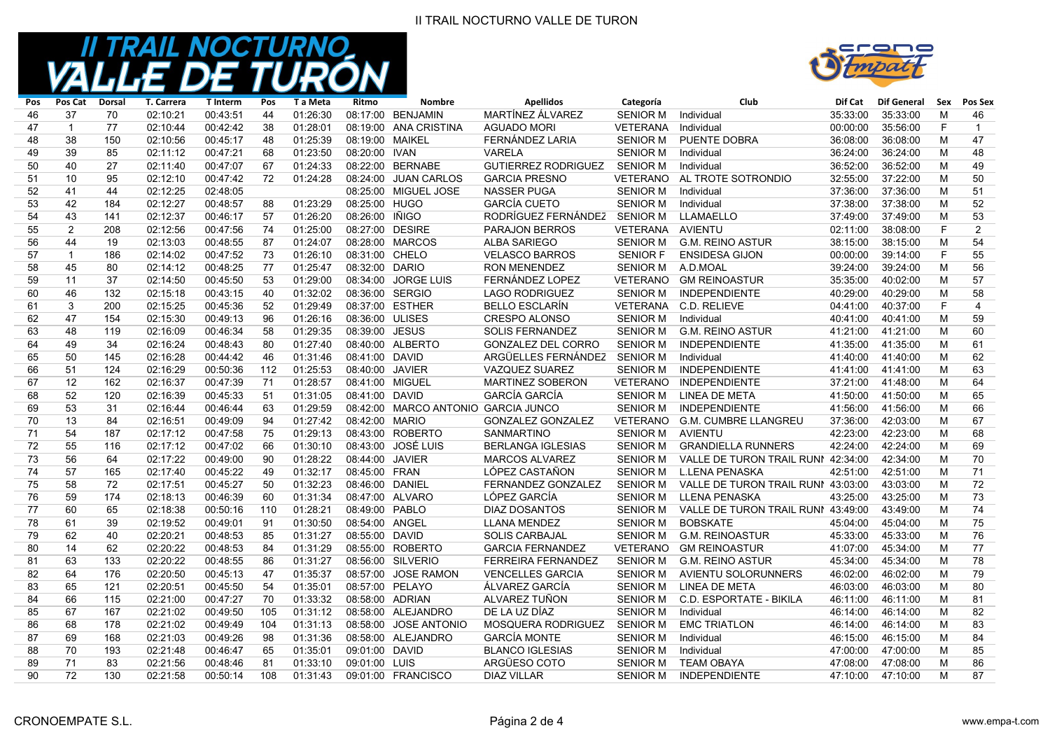# II TRAIL NOCTURNO VALLE DE TURÓN

| Pos | Pos Cat | Dorsal | T. Carrera | T Interm | Pos | T a Meta | Ritmo | Nombre | Apellidos | Categoría | Club | Dif Cat | Dif General | Sex | Pos Sex |
|---|---|---|---|---|---|---|---|---|---|---|---|---|---|---|---|
| 46 | 37 | 70 | 02:10:21 | 00:43:51 | 44 | 01:26:30 | 08:17:00 | BENJAMIN | MARTÍNEZ ÁLVAREZ | SENIOR M | Individual | 35:33:00 | 35:33:00 | M | 46 |
| 47 | 1 | 77 | 02:10:44 | 00:42:42 | 38 | 01:28:01 | 08:19:00 | ANA CRISTINA | AGUADO MORI | VETERANA | Individual | 00:00:00 | 35:56:00 | F | 1 |
| 48 | 38 | 150 | 02:10:56 | 00:45:17 | 48 | 01:25:39 | 08:19:00 | MAIKEL | FERNÁNDEZ LARIA | SENIOR M | PUENTE DOBRA | 36:08:00 | 36:08:00 | M | 47 |
| 49 | 39 | 85 | 02:11:12 | 00:47:21 | 68 | 01:23:50 | 08:20:00 | IVAN | VARELA | SENIOR M | Individual | 36:24:00 | 36:24:00 | M | 48 |
| 50 | 40 | 27 | 02:11:40 | 00:47:07 | 67 | 01:24:33 | 08:22:00 | BERNABE | GUTIERREZ RODRIGUEZ | SENIOR M | Individual | 36:52:00 | 36:52:00 | M | 49 |
| 51 | 10 | 95 | 02:12:10 | 00:47:42 | 72 | 01:24:28 | 08:24:00 | JUAN CARLOS | GARCIA PRESNO | VETERANO | AL TROTE SOTRONDIO | 32:55:00 | 37:22:00 | M | 50 |
| 52 | 41 | 44 | 02:12:25 | 02:48:05 | | | 08:25:00 | MIGUEL JOSE | NASSER PUGA | SENIOR M | Individual | 37:36:00 | 37:36:00 | M | 51 |
| 53 | 42 | 184 | 02:12:27 | 00:48:57 | 88 | 01:23:29 | 08:25:00 | HUGO | GARCÍA CUETO | SENIOR M | Individual | 37:38:00 | 37:38:00 | M | 52 |
| 54 | 43 | 141 | 02:12:37 | 00:46:17 | 57 | 01:26:20 | 08:26:00 | IÑIGO | RODRÍGUEZ FERNÁNDEZ | SENIOR M | LLAMAELLO | 37:49:00 | 37:49:00 | M | 53 |
| 55 | 2 | 208 | 02:12:56 | 00:47:56 | 74 | 01:25:00 | 08:27:00 | DESIRE | PARAJON BERROS | VETERANA | AVIENTU | 02:11:00 | 38:08:00 | F | 2 |
| 56 | 44 | 19 | 02:13:03 | 00:48:55 | 87 | 01:24:07 | 08:28:00 | MARCOS | ALBA SARIEGO | SENIOR M | G.M. REINO ASTUR | 38:15:00 | 38:15:00 | M | 54 |
| 57 | 1 | 186 | 02:14:02 | 00:47:52 | 73 | 01:26:10 | 08:31:00 | CHELO | VELASCO BARROS | SENIOR F | ENSIDESA GIJON | 00:00:00 | 39:14:00 | F | 55 |
| 58 | 45 | 80 | 02:14:12 | 00:48:25 | 77 | 01:25:47 | 08:32:00 | DARIO | RON MENENDEZ | SENIOR M | A.D.MOAL | 39:24:00 | 39:24:00 | M | 56 |
| 59 | 11 | 37 | 02:14:50 | 00:45:50 | 53 | 01:29:00 | 08:34:00 | JORGE LUIS | FERNÁNDEZ LOPEZ | VETERANO | GM REINOASTUR | 35:35:00 | 40:02:00 | M | 57 |
| 60 | 46 | 132 | 02:15:18 | 00:43:15 | 40 | 01:32:02 | 08:36:00 | SERGIO | LAGO RODRIGUEZ | SENIOR M | INDEPENDIENTE | 40:29:00 | 40:29:00 | M | 58 |
| 61 | 3 | 200 | 02:15:25 | 00:45:36 | 52 | 01:29:49 | 08:37:00 | ESTHER | BELLO ESCLARÍN | VETERANA | C.D. RELIEVE | 04:41:00 | 40:37:00 | F | 4 |
| 62 | 47 | 154 | 02:15:30 | 00:49:13 | 96 | 01:26:16 | 08:36:00 | ULISES | CRESPO ALONSO | SENIOR M | Individual | 40:41:00 | 40:41:00 | M | 59 |
| 63 | 48 | 119 | 02:16:09 | 00:46:34 | 58 | 01:29:35 | 08:39:00 | JESUS | SOLIS FERNANDEZ | SENIOR M | G.M. REINO ASTUR | 41:21:00 | 41:21:00 | M | 60 |
| 64 | 49 | 34 | 02:16:24 | 00:48:43 | 80 | 01:27:40 | 08:40:00 | ALBERTO | GONZALEZ DEL CORRO | SENIOR M | INDEPENDIENTE | 41:35:00 | 41:35:00 | M | 61 |
| 65 | 50 | 145 | 02:16:28 | 00:44:42 | 46 | 01:31:46 | 08:41:00 | DAVID | ARGÜELLES FERNÁNDEZ | SENIOR M | Individual | 41:40:00 | 41:40:00 | M | 62 |
| 66 | 51 | 124 | 02:16:29 | 00:50:36 | 112 | 01:25:53 | 08:40:00 | JAVIER | VAZQUEZ SUAREZ | SENIOR M | INDEPENDIENTE | 41:41:00 | 41:41:00 | M | 63 |
| 67 | 12 | 162 | 02:16:37 | 00:47:39 | 71 | 01:28:57 | 08:41:00 | MIGUEL | MARTINEZ SOBERON | VETERANO | INDEPENDIENTE | 37:21:00 | 41:48:00 | M | 64 |
| 68 | 52 | 120 | 02:16:39 | 00:45:33 | 51 | 01:31:05 | 08:41:00 | DAVID | GARCÍA GARCÍA | SENIOR M | LINEA DE META | 41:50:00 | 41:50:00 | M | 65 |
| 69 | 53 | 31 | 02:16:44 | 00:46:44 | 63 | 01:29:59 | 08:42:00 | MARCO ANTONIO | GARCIA JUNCO | SENIOR M | INDEPENDIENTE | 41:56:00 | 41:56:00 | M | 66 |
| 70 | 13 | 84 | 02:16:51 | 00:49:09 | 94 | 01:27:42 | 08:42:00 | MARIO | GONZALEZ GONZALEZ | VETERANO | G.M. CUMBRE LLANGREU | 37:36:00 | 42:03:00 | M | 67 |
| 71 | 54 | 187 | 02:17:12 | 00:47:58 | 75 | 01:29:13 | 08:43:00 | ROBERTO | SANMARTINO | SENIOR M | AVIENTU | 42:23:00 | 42:23:00 | M | 68 |
| 72 | 55 | 116 | 02:17:12 | 00:47:02 | 66 | 01:30:10 | 08:43:00 | JOSÉ LUIS | BERLANGA IGLESIAS | SENIOR M | GRANDIELLA RUNNERS | 42:24:00 | 42:24:00 | M | 69 |
| 73 | 56 | 64 | 02:17:22 | 00:49:00 | 90 | 01:28:22 | 08:44:00 | JAVIER | MARCOS ALVAREZ | SENIOR M | VALLE DE TURON TRAIL RUNI | 42:34:00 | 42:34:00 | M | 70 |
| 74 | 57 | 165 | 02:17:40 | 00:45:22 | 49 | 01:32:17 | 08:45:00 | FRAN | LÓPEZ CASTAÑON | SENIOR M | L.LENA PENASKA | 42:51:00 | 42:51:00 | M | 71 |
| 75 | 58 | 72 | 02:17:51 | 00:45:27 | 50 | 01:32:23 | 08:46:00 | DANIEL | FERNANDEZ GONZALEZ | SENIOR M | VALLE DE TURON TRAIL RUNI | 43:03:00 | 43:03:00 | M | 72 |
| 76 | 59 | 174 | 02:18:13 | 00:46:39 | 60 | 01:31:34 | 08:47:00 | ALVARO | LÓPEZ GARCÍA | SENIOR M | LLENA PENASKA | 43:25:00 | 43:25:00 | M | 73 |
| 77 | 60 | 65 | 02:18:38 | 00:50:16 | 110 | 01:28:21 | 08:49:00 | PABLO | DIAZ DOSANTOS | SENIOR M | VALLE DE TURON TRAIL RUNI | 43:49:00 | 43:49:00 | M | 74 |
| 78 | 61 | 39 | 02:19:52 | 00:49:01 | 91 | 01:30:50 | 08:54:00 | ANGEL | LLANA MENDEZ | SENIOR M | BOBSKATE | 45:04:00 | 45:04:00 | M | 75 |
| 79 | 62 | 40 | 02:20:21 | 00:48:53 | 85 | 01:31:27 | 08:55:00 | DAVID | SOLIS CARBAJAL | SENIOR M | G.M. REINOASTUR | 45:33:00 | 45:33:00 | M | 76 |
| 80 | 14 | 62 | 02:20:22 | 00:48:53 | 84 | 01:31:29 | 08:55:00 | ROBERTO | GARCIA FERNANDEZ | VETERANO | GM REINOASTUR | 41:07:00 | 45:34:00 | M | 77 |
| 81 | 63 | 133 | 02:20:22 | 00:48:55 | 86 | 01:31:27 | 08:56:00 | SILVERIO | FERREIRA FERNANDEZ | SENIOR M | G.M. REINO ASTUR | 45:34:00 | 45:34:00 | M | 78 |
| 82 | 64 | 176 | 02:20:50 | 00:45:13 | 47 | 01:35:37 | 08:57:00 | JOSE RAMON | VENCELLES GARCIA | SENIOR M | AVIENTU SOLORUNNERS | 46:02:00 | 46:02:00 | M | 79 |
| 83 | 65 | 121 | 02:20:51 | 00:45:50 | 54 | 01:35:01 | 08:57:00 | PELAYO | ÁLVAREZ GARCÍA | SENIOR M | LINEA DE META | 46:03:00 | 46:03:00 | M | 80 |
| 84 | 66 | 115 | 02:21:00 | 00:47:27 | 70 | 01:33:32 | 08:58:00 | ADRIAN | ALVAREZ TUÑON | SENIOR M | C.D. ESPORTATE - BIKILA | 46:11:00 | 46:11:00 | M | 81 |
| 85 | 67 | 167 | 02:21:02 | 00:49:50 | 105 | 01:31:12 | 08:58:00 | ALEJANDRO | DE LA UZ DÍAZ | SENIOR M | Individual | 46:14:00 | 46:14:00 | M | 82 |
| 86 | 68 | 178 | 02:21:02 | 00:49:49 | 104 | 01:31:13 | 08:58:00 | JOSE ANTONIO | MOSQUERA RODRIGUEZ | SENIOR M | EMC TRIATLON | 46:14:00 | 46:14:00 | M | 83 |
| 87 | 69 | 168 | 02:21:03 | 00:49:26 | 98 | 01:31:36 | 08:58:00 | ALEJANDRO | GARCÍA MONTE | SENIOR M | Individual | 46:15:00 | 46:15:00 | M | 84 |
| 88 | 70 | 193 | 02:21:48 | 00:46:47 | 65 | 01:35:01 | 09:01:00 | DAVID | BLANCO IGLESIAS | SENIOR M | Individual | 47:00:00 | 47:00:00 | M | 85 |
| 89 | 71 | 83 | 02:21:56 | 00:48:46 | 81 | 01:33:10 | 09:01:00 | LUIS | ARGÜESO COTO | SENIOR M | TEAM OBAYA | 47:08:00 | 47:08:00 | M | 86 |
| 90 | 72 | 130 | 02:21:58 | 00:50:14 | 108 | 01:31:43 | 09:01:00 | FRANCISCO | DIAZ VILLAR | SENIOR M | INDEPENDIENTE | 47:10:00 | 47:10:00 | M | 87 |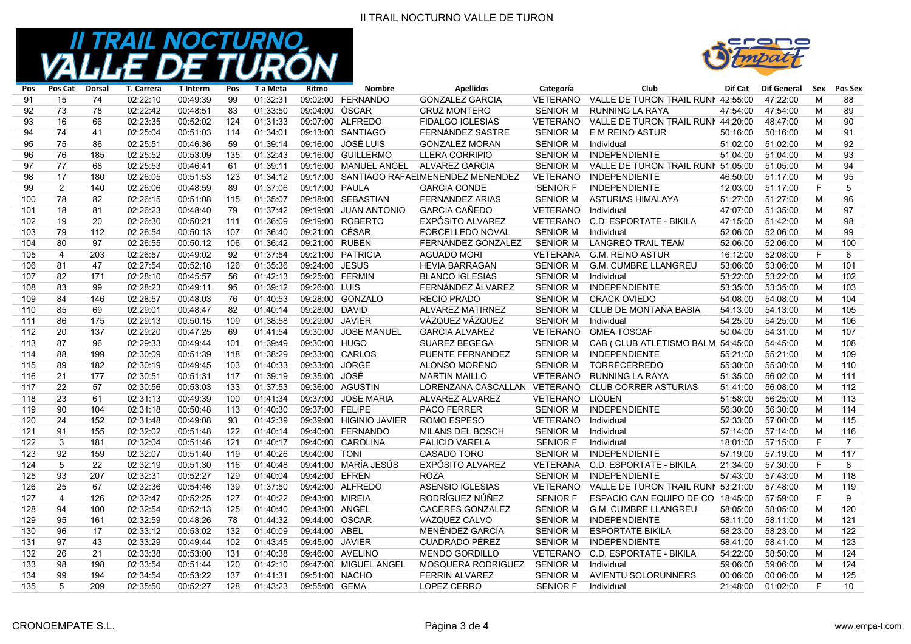# II TRAIL NOCTURNO VALLE DE TURÓN

| Pos | Pos Cat | Dorsal | T. Carrera | T Interm | Pos | T a Meta | Ritmo | Nombre | Apellidos | Categoría | Club | Dif Cat | Dif General | Sex | Pos Sex |
|---|---|---|---|---|---|---|---|---|---|---|---|---|---|---|---|
| 91 | 15 | 74 | 02:22:10 | 00:49:39 | 99 | 01:32:31 | 09:02:00 | FERNANDO | GONZALEZ GARCIA | VETERANO | VALLE DE TURON TRAIL RUNI | 42:55:00 | 47:22:00 | M | 88 |
| 92 | 73 | 78 | 02:22:42 | 00:48:51 | 83 | 01:33:50 | 09:04:00 | ÓSCAR | CRUZ MONTERO | SENIOR M | RUNNING LA RAYA | 47:54:00 | 47:54:00 | M | 89 |
| 93 | 16 | 66 | 02:23:35 | 00:52:02 | 124 | 01:31:33 | 09:07:00 | ALFREDO | FIDALGO IGLESIAS | VETERANO | VALLE DE TURON TRAIL RUNI | 44:20:00 | 48:47:00 | M | 90 |
| 94 | 74 | 41 | 02:25:04 | 00:51:03 | 114 | 01:34:01 | 09:13:00 | SANTIAGO | FERNÁNDEZ SASTRE | SENIOR M | E M REINO ASTUR | 50:16:00 | 50:16:00 | M | 91 |
| 95 | 75 | 86 | 02:25:51 | 00:46:36 | 59 | 01:39:14 | 09:16:00 | JOSÉ LUIS | GONZALEZ MORAN | SENIOR M | Individual | 51:02:00 | 51:02:00 | M | 92 |
| 96 | 76 | 185 | 02:25:52 | 00:53:09 | 135 | 01:32:43 | 09:16:00 | GUILLERMO | LLERA CORRIPIO | SENIOR M | INDEPENDIENTE | 51:04:00 | 51:04:00 | M | 93 |
| 97 | 77 | 68 | 02:25:53 | 00:46:41 | 61 | 01:39:11 | 09:16:00 | MANUEL ANGEL | ALVAREZ GARCIA | SENIOR M | VALLE DE TURON TRAIL RUNI | 51:05:00 | 51:05:00 | M | 94 |
| 98 | 17 | 180 | 02:26:05 | 00:51:53 | 123 | 01:34:12 | 09:17:00 | SANTIAGO RAFAEL | MENENDEZ MENENDEZ | VETERANO | INDEPENDIENTE | 46:50:00 | 51:17:00 | M | 95 |
| 99 | 2 | 140 | 02:26:06 | 00:48:59 | 89 | 01:37:06 | 09:17:00 | PAULA | GARCIA CONDE | SENIOR F | INDEPENDIENTE | 12:03:00 | 51:17:00 | F | 5 |
| 100 | 78 | 82 | 02:26:15 | 00:51:08 | 115 | 01:35:07 | 09:18:00 | SEBASTIAN | FERNANDEZ ARIAS | SENIOR M | ASTURIAS HIMALAYA | 51:27:00 | 51:27:00 | M | 96 |
| 101 | 18 | 81 | 02:26:23 | 00:48:40 | 79 | 01:37:42 | 09:19:00 | JUAN ANTONIO | GARCIA CAÑEDO | VETERANO | Individual | 47:07:00 | 51:35:00 | M | 97 |
| 102 | 19 | 20 | 02:26:30 | 00:50:21 | 111 | 01:36:09 | 09:19:00 | ROBERTO | EXPÓSITO ALVAREZ | VETERANO | C.D. ESPORTATE - BIKILA | 47:15:00 | 51:42:00 | M | 98 |
| 103 | 79 | 112 | 02:26:54 | 00:50:13 | 107 | 01:36:40 | 09:21:00 | CÉSAR | FORCELLEDO NOVAL | SENIOR M | Individual | 52:06:00 | 52:06:00 | M | 99 |
| 104 | 80 | 97 | 02:26:55 | 00:50:12 | 106 | 01:36:42 | 09:21:00 | RUBEN | FERNÁNDEZ GONZALEZ | SENIOR M | LANGREO TRAIL TEAM | 52:06:00 | 52:06:00 | M | 100 |
| 105 | 4 | 203 | 02:26:57 | 00:49:02 | 92 | 01:37:54 | 09:21:00 | PATRICIA | AGUADO MORI | VETERANA | G.M. REINO ASTUR | 16:12:00 | 52:08:00 | F | 6 |
| 106 | 81 | 47 | 02:27:54 | 00:52:18 | 126 | 01:35:36 | 09:24:00 | JESUS | HEVIA BARRAGAN | SENIOR M | G.M. CUMBRE LLANGREU | 53:06:00 | 53:06:00 | M | 101 |
| 107 | 82 | 171 | 02:28:10 | 00:45:57 | 56 | 01:42:13 | 09:25:00 | FERMIN | BLANCO IGLESIAS | SENIOR M | Individual | 53:22:00 | 53:22:00 | M | 102 |
| 108 | 83 | 99 | 02:28:23 | 00:49:11 | 95 | 01:39:12 | 09:26:00 | LUIS | FERNÁNDEZ ÁLVAREZ | SENIOR M | INDEPENDIENTE | 53:35:00 | 53:35:00 | M | 103 |
| 109 | 84 | 146 | 02:28:57 | 00:48:03 | 76 | 01:40:53 | 09:28:00 | GONZALO | RECIO PRADO | SENIOR M | CRACK OVIEDO | 54:08:00 | 54:08:00 | M | 104 |
| 110 | 85 | 69 | 02:29:01 | 00:48:47 | 82 | 01:40:14 | 09:28:00 | DAVID | ALVAREZ MATIRNEZ | SENIOR M | CLUB DE MONTAÑA BABIA | 54:13:00 | 54:13:00 | M | 105 |
| 111 | 86 | 175 | 02:29:13 | 00:50:15 | 109 | 01:38:58 | 09:29:00 | JAVIER | VÁZQUEZ VÁZQUEZ | SENIOR M | Individual | 54:25:00 | 54:25:00 | M | 106 |
| 112 | 20 | 137 | 02:29:20 | 00:47:25 | 69 | 01:41:54 | 09:30:00 | JOSE MANUEL | GARCIA ALVAREZ | VETERANO | GMEA TOSCAF | 50:04:00 | 54:31:00 | M | 107 |
| 113 | 87 | 96 | 02:29:33 | 00:49:44 | 101 | 01:39:49 | 09:30:00 | HUGO | SUAREZ BEGEGA | SENIOR M | CAB ( CLUB ATLETISMO BALM | 54:45:00 | 54:45:00 | M | 108 |
| 114 | 88 | 199 | 02:30:09 | 00:51:39 | 118 | 01:38:29 | 09:33:00 | CARLOS | PUENTE FERNANDEZ | SENIOR M | INDEPENDIENTE | 55:21:00 | 55:21:00 | M | 109 |
| 115 | 89 | 182 | 02:30:19 | 00:49:45 | 103 | 01:40:33 | 09:33:00 | JORGE | ALONSO MORENO | SENIOR M | TORRECERREDO | 55:30:00 | 55:30:00 | M | 110 |
| 116 | 21 | 177 | 02:30:51 | 00:51:31 | 117 | 01:39:19 | 09:35:00 | JOSÉ | MARTIN MAILLO | VETERANO | RUNNING LA RAYA | 51:35:00 | 56:02:00 | M | 111 |
| 117 | 22 | 57 | 02:30:56 | 00:53:03 | 133 | 01:37:53 | 09:36:00 | AGUSTIN | LORENZANA CASCALLAN | VETERANO | CLUB CORRER ASTURIAS | 51:41:00 | 56:08:00 | M | 112 |
| 118 | 23 | 61 | 02:31:13 | 00:49:39 | 100 | 01:41:34 | 09:37:00 | JOSE MARIA | ALVAREZ ALVAREZ | VETERANO | LIQUEN | 51:58:00 | 56:25:00 | M | 113 |
| 119 | 90 | 104 | 02:31:18 | 00:50:48 | 113 | 01:40:30 | 09:37:00 | FELIPE | PACO FERRER | SENIOR M | INDEPENDIENTE | 56:30:00 | 56:30:00 | M | 114 |
| 120 | 24 | 152 | 02:31:48 | 00:49:08 | 93 | 01:42:39 | 09:39:00 | HIGINIO JAVIER | ROMO ESPESO | VETERANO | Individual | 52:33:00 | 57:00:00 | M | 115 |
| 121 | 91 | 155 | 02:32:02 | 00:51:48 | 122 | 01:40:14 | 09:40:00 | FERNANDO | MILANS DEL BOSCH | SENIOR M | Individual | 57:14:00 | 57:14:00 | M | 116 |
| 122 | 3 | 181 | 02:32:04 | 00:51:46 | 121 | 01:40:17 | 09:40:00 | CAROLINA | PALICIO VARELA | SENIOR F | Individual | 18:01:00 | 57:15:00 | F | 7 |
| 123 | 92 | 159 | 02:32:07 | 00:51:40 | 119 | 01:40:26 | 09:40:00 | TONI | CASADO TORO | SENIOR M | INDEPENDIENTE | 57:19:00 | 57:19:00 | M | 117 |
| 124 | 5 | 22 | 02:32:19 | 00:51:30 | 116 | 01:40:48 | 09:41:00 | MARÍA JESÚS | EXPÓSITO ALVAREZ | VETERANA | C.D. ESPORTATE - BIKILA | 21:34:00 | 57:30:00 | F | 8 |
| 125 | 93 | 207 | 02:32:31 | 00:52:27 | 129 | 01:40:04 | 09:42:00 | EFREN | ROZA | SENIOR M | INDEPENDIENTE | 57:43:00 | 57:43:00 | M | 118 |
| 126 | 25 | 67 | 02:32:36 | 00:54:46 | 139 | 01:37:50 | 09:42:00 | ALFREDO | ASENSIO IGLESIAS | VETERANO | VALLE DE TURON TRAIL RUNI | 53:21:00 | 57:48:00 | M | 119 |
| 127 | 4 | 126 | 02:32:47 | 00:52:25 | 127 | 01:40:22 | 09:43:00 | MIREIA | RODRÍGUEZ NÚÑEZ | SENIOR F | ESPACIO CAN EQUIPO DE CO | 18:45:00 | 57:59:00 | F | 9 |
| 128 | 94 | 100 | 02:32:54 | 00:52:13 | 125 | 01:40:40 | 09:43:00 | ANGEL | CACERES GONZALEZ | SENIOR M | G.M. CUMBRE LLANGREU | 58:05:00 | 58:05:00 | M | 120 |
| 129 | 95 | 161 | 02:32:59 | 00:48:26 | 78 | 01:44:32 | 09:44:00 | OSCAR | VAZQUEZ CALVO | SENIOR M | INDEPENDIENTE | 58:11:00 | 58:11:00 | M | 121 |
| 130 | 96 | 17 | 02:33:12 | 00:53:02 | 132 | 01:40:09 | 09:44:00 | ABEL | MENÉNDEZ GARCÍA | SENIOR M | ESPORTATE BIKILA | 58:23:00 | 58:23:00 | M | 122 |
| 131 | 97 | 43 | 02:33:29 | 00:49:44 | 102 | 01:43:45 | 09:45:00 | JAVIER | CUADRADO PÉREZ | SENIOR M | INDEPENDIENTE | 58:41:00 | 58:41:00 | M | 123 |
| 132 | 26 | 21 | 02:33:38 | 00:53:00 | 131 | 01:40:38 | 09:46:00 | AVELINO | MENDO GORDILLO | VETERANO | C.D. ESPORTATE - BIKILA | 54:22:00 | 58:50:00 | M | 124 |
| 133 | 98 | 198 | 02:33:54 | 00:51:44 | 120 | 01:42:10 | 09:47:00 | MIGUEL ANGEL | MOSQUERA RODRIGUEZ | SENIOR M | Individual | 59:06:00 | 59:06:00 | M | 124 |
| 134 | 99 | 194 | 02:34:54 | 00:53:22 | 137 | 01:41:31 | 09:51:00 | NACHO | FERRIN ALVAREZ | SENIOR M | AVIENTU SOLORUNNERS | 00:06:00 | 00:06:00 | M | 125 |
| 135 | 5 | 209 | 02:35:50 | 00:52:27 | 128 | 01:43:23 | 09:55:00 | GEMA | LOPEZ CERRO | SENIOR F | Individual | 21:48:00 | 01:02:00 | F | 10 |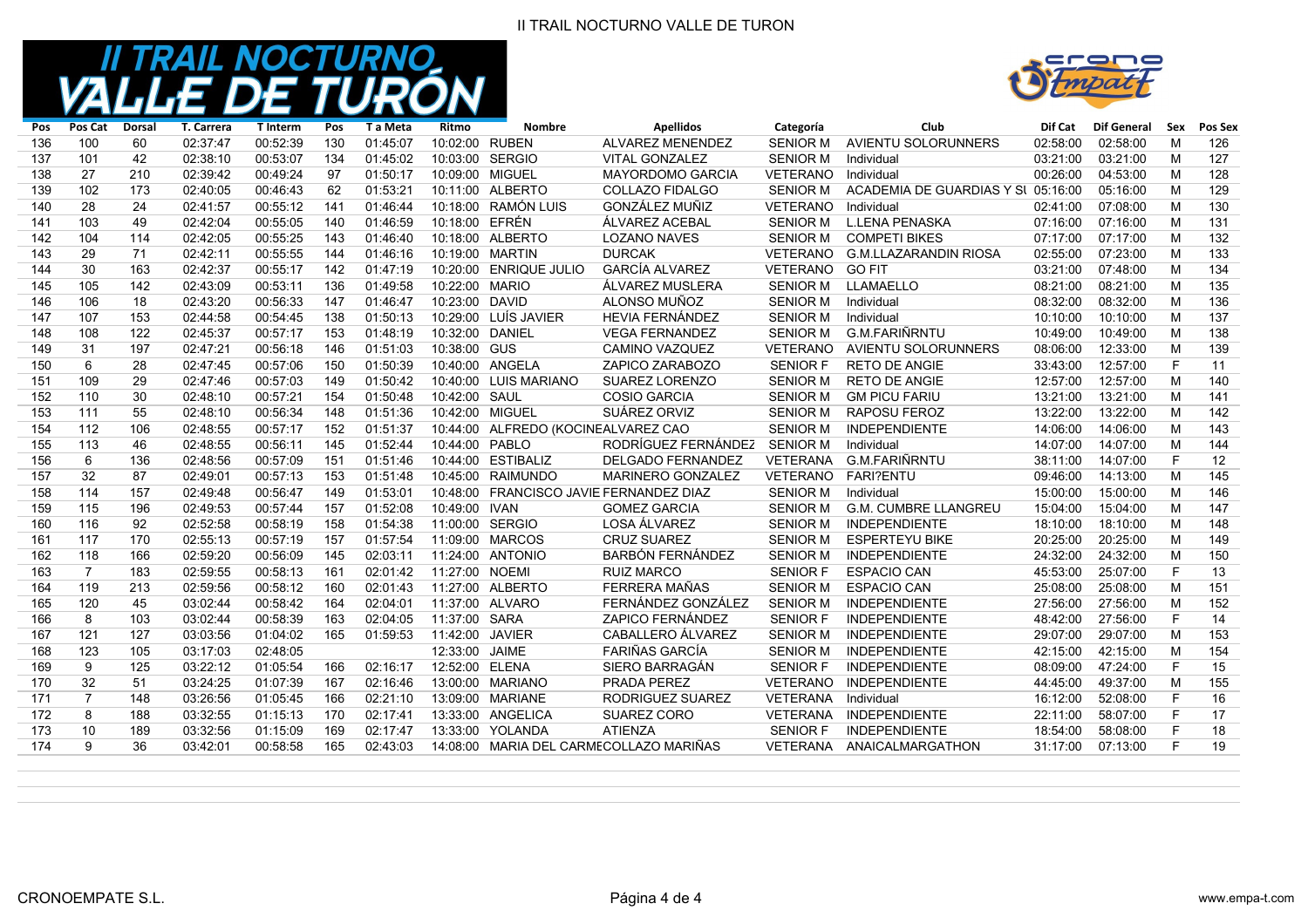# II TRAIL NOCTURNO VALLE DE TURÓN

| Pos | Pos Cat | Dorsal | T. Carrera | T Interm | Pos | T a Meta | Ritmo | Nombre | Apellidos | Categoría | Club | Dif Cat | Dif General | Sex | Pos Sex |
|---|---|---|---|---|---|---|---|---|---|---|---|---|---|---|---|
| 136 | 100 | 60 | 02:37:47 | 00:52:39 | 130 | 01:45:07 | 10:02:00 | RUBEN | ALVAREZ MENENDEZ | SENIOR M | AVIENTU SOLORUNNERS | 02:58:00 | 02:58:00 | M | 126 |
| 137 | 101 | 42 | 02:38:10 | 00:53:07 | 134 | 01:45:02 | 10:03:00 | SERGIO | VITAL GONZALEZ | SENIOR M | Individual | 03:21:00 | 03:21:00 | M | 127 |
| 138 | 27 | 210 | 02:39:42 | 00:49:24 | 97 | 01:50:17 | 10:09:00 | MIGUEL | MAYORDOMO GARCIA | VETERANO | Individual | 00:26:00 | 04:53:00 | M | 128 |
| 139 | 102 | 173 | 02:40:05 | 00:46:43 | 62 | 01:53:21 | 10:11:00 | ALBERTO | COLLAZO FIDALGO | SENIOR M | ACADEMIA DE GUARDIAS Y SU | 05:16:00 | 05:16:00 | M | 129 |
| 140 | 28 | 24 | 02:41:57 | 00:55:12 | 141 | 01:46:44 | 10:18:00 | RAMÓN LUIS | GONZÁLEZ MUÑIZ | VETERANO | Individual | 02:41:00 | 07:08:00 | M | 130 |
| 141 | 103 | 49 | 02:42:04 | 00:55:05 | 140 | 01:46:59 | 10:18:00 | EFRÉN | ÁLVAREZ ACEBAL | SENIOR M | L.LENA PENASKA | 07:16:00 | 07:16:00 | M | 131 |
| 142 | 104 | 114 | 02:42:05 | 00:55:25 | 143 | 01:46:40 | 10:18:00 | ALBERTO | LOZANO NAVES | SENIOR M | COMPETI BIKES | 07:17:00 | 07:17:00 | M | 132 |
| 143 | 29 | 71 | 02:42:11 | 00:55:55 | 144 | 01:46:16 | 10:19:00 | MARTIN | DURCAK | VETERANO | G.M.LLAZARANDIN RIOSA | 02:55:00 | 07:23:00 | M | 133 |
| 144 | 30 | 163 | 02:42:37 | 00:55:17 | 142 | 01:47:19 | 10:20:00 | ENRIQUE JULIO | GARCÍA ALVAREZ | VETERANO | GO FIT | 03:21:00 | 07:48:00 | M | 134 |
| 145 | 105 | 142 | 02:43:09 | 00:53:11 | 136 | 01:49:58 | 10:22:00 | MARIO | ÁLVAREZ MUSLERA | SENIOR M | LLAMAELLO | 08:21:00 | 08:21:00 | M | 135 |
| 146 | 106 | 18 | 02:43:20 | 00:56:33 | 147 | 01:46:47 | 10:23:00 | DAVID | ALONSO MUÑOZ | SENIOR M | Individual | 08:32:00 | 08:32:00 | M | 136 |
| 147 | 107 | 153 | 02:44:58 | 00:54:45 | 138 | 01:50:13 | 10:29:00 | LUÍS JAVIER | HEVIA FERNÁNDEZ | SENIOR M | Individual | 10:10:00 | 10:10:00 | M | 137 |
| 148 | 108 | 122 | 02:45:37 | 00:57:17 | 153 | 01:48:19 | 10:32:00 | DANIEL | VEGA FERNANDEZ | SENIOR M | G.M.FARIÑRNTU | 10:49:00 | 10:49:00 | M | 138 |
| 149 | 31 | 197 | 02:47:21 | 00:56:18 | 146 | 01:51:03 | 10:38:00 | GUS | CAMINO VAZQUEZ | VETERANO | AVIENTU SOLORUNNERS | 08:06:00 | 12:33:00 | M | 139 |
| 150 | 6 | 28 | 02:47:45 | 00:57:06 | 150 | 01:50:39 | 10:40:00 | ANGELA | ZAPICO ZARABOZO | SENIOR F | RETO DE ANGIE | 33:43:00 | 12:57:00 | F | 11 |
| 151 | 109 | 29 | 02:47:46 | 00:57:03 | 149 | 01:50:42 | 10:40:00 | LUIS MARIANO | SUAREZ LORENZO | SENIOR M | RETO DE ANGIE | 12:57:00 | 12:57:00 | M | 140 |
| 152 | 110 | 30 | 02:48:10 | 00:57:21 | 154 | 01:50:48 | 10:42:00 | SAUL | COSIO GARCIA | SENIOR M | GM PICU FARIU | 13:21:00 | 13:21:00 | M | 141 |
| 153 | 111 | 55 | 02:48:10 | 00:56:34 | 148 | 01:51:36 | 10:42:00 | MIGUEL | SUÁREZ ORVIZ | SENIOR M | RAPOSU FEROZ | 13:22:00 | 13:22:00 | M | 142 |
| 154 | 112 | 106 | 02:48:55 | 00:57:17 | 152 | 01:51:37 | 10:44:00 | ALFREDO (KOCINE | ALVAREZ CAO | SENIOR M | INDEPENDIENTE | 14:06:00 | 14:06:00 | M | 143 |
| 155 | 113 | 46 | 02:48:55 | 00:56:11 | 145 | 01:52:44 | 10:44:00 | PABLO | RODRÍGUEZ FERNÁNDEZ | SENIOR M | Individual | 14:07:00 | 14:07:00 | M | 144 |
| 156 | 6 | 136 | 02:48:56 | 00:57:09 | 151 | 01:51:46 | 10:44:00 | ESTIBALIZ | DELGADO FERNANDEZ | VETERANA | G.M.FARIÑRNTU | 38:11:00 | 14:07:00 | F | 12 |
| 157 | 32 | 87 | 02:49:01 | 00:57:13 | 153 | 01:51:48 | 10:45:00 | RAIMUNDO | MARINERO GONZALEZ | VETERANO | FARI?ENTU | 09:46:00 | 14:13:00 | M | 145 |
| 158 | 114 | 157 | 02:49:48 | 00:56:47 | 149 | 01:53:01 | 10:48:00 | FRANCISCO JAVIE | FERNANDEZ DIAZ | SENIOR M | Individual | 15:00:00 | 15:00:00 | M | 146 |
| 159 | 115 | 196 | 02:49:53 | 00:57:44 | 157 | 01:52:08 | 10:49:00 | IVAN | GOMEZ GARCIA | SENIOR M | G.M. CUMBRE LLANGREU | 15:04:00 | 15:04:00 | M | 147 |
| 160 | 116 | 92 | 02:52:58 | 00:58:19 | 158 | 01:54:38 | 11:00:00 | SERGIO | LOSA ÁLVAREZ | SENIOR M | INDEPENDIENTE | 18:10:00 | 18:10:00 | M | 148 |
| 161 | 117 | 170 | 02:55:13 | 00:57:19 | 157 | 01:57:54 | 11:09:00 | MARCOS | CRUZ SUAREZ | SENIOR M | ESPERTEYU BIKE | 20:25:00 | 20:25:00 | M | 149 |
| 162 | 118 | 166 | 02:59:20 | 00:56:09 | 145 | 02:03:11 | 11:24:00 | ANTONIO | BARBÓN FERNÁNDEZ | SENIOR M | INDEPENDIENTE | 24:32:00 | 24:32:00 | M | 150 |
| 163 | 7 | 183 | 02:59:55 | 00:58:13 | 161 | 02:01:42 | 11:27:00 | NOEMI | RUIZ MARCO | SENIOR F | ESPACIO CAN | 45:53:00 | 25:07:00 | F | 13 |
| 164 | 119 | 213 | 02:59:56 | 00:58:12 | 160 | 02:01:43 | 11:27:00 | ALBERTO | FERRERA MAÑAS | SENIOR M | ESPACIO CAN | 25:08:00 | 25:08:00 | M | 151 |
| 165 | 120 | 45 | 03:02:44 | 00:58:42 | 164 | 02:04:01 | 11:37:00 | ALVARO | FERNÁNDEZ GONZÁLEZ | SENIOR M | INDEPENDIENTE | 27:56:00 | 27:56:00 | M | 152 |
| 166 | 8 | 103 | 03:02:44 | 00:58:39 | 163 | 02:04:05 | 11:37:00 | SARA | ZAPICO FERNÁNDEZ | SENIOR F | INDEPENDIENTE | 48:42:00 | 27:56:00 | F | 14 |
| 167 | 121 | 127 | 03:03:56 | 01:04:02 | 165 | 01:59:53 | 11:42:00 | JAVIER | CABALLERO ÁLVAREZ | SENIOR M | INDEPENDIENTE | 29:07:00 | 29:07:00 | M | 153 |
| 168 | 123 | 105 | 03:17:03 | 02:48:05 | | | 12:33:00 | JAIME | FARIÑAS GARCÍA | SENIOR M | INDEPENDIENTE | 42:15:00 | 42:15:00 | M | 154 |
| 169 | 9 | 125 | 03:22:12 | 01:05:54 | 166 | 02:16:17 | 12:52:00 | ELENA | SIERO BARRAGÁN | SENIOR F | INDEPENDIENTE | 08:09:00 | 47:24:00 | F | 15 |
| 170 | 32 | 51 | 03:24:25 | 01:07:39 | 167 | 02:16:46 | 13:00:00 | MARIANO | PRADA PEREZ | VETERANO | INDEPENDIENTE | 44:45:00 | 49:37:00 | M | 155 |
| 171 | 7 | 148 | 03:26:56 | 01:05:45 | 166 | 02:21:10 | 13:09:00 | MARIANE | RODRIGUEZ SUAREZ | VETERANA | Individual | 16:12:00 | 52:08:00 | F | 16 |
| 172 | 8 | 188 | 03:32:55 | 01:15:13 | 170 | 02:17:41 | 13:33:00 | ANGELICA | SUAREZ CORO | VETERANA | INDEPENDIENTE | 22:11:00 | 58:07:00 | F | 17 |
| 173 | 10 | 189 | 03:32:56 | 01:15:09 | 169 | 02:17:47 | 13:33:00 | YOLANDA | ATIENZA | SENIOR F | INDEPENDIENTE | 18:54:00 | 58:08:00 | F | 18 |
| 174 | 9 | 36 | 03:42:01 | 00:58:58 | 165 | 02:43:03 | 14:08:00 | MARIA DEL CARME | COLLAZO MARIÑAS | VETERANA | ANAICALMARGATHON | 31:17:00 | 07:13:00 | F | 19 |

CRONOEMPATE S.L.

www.empa-t.com